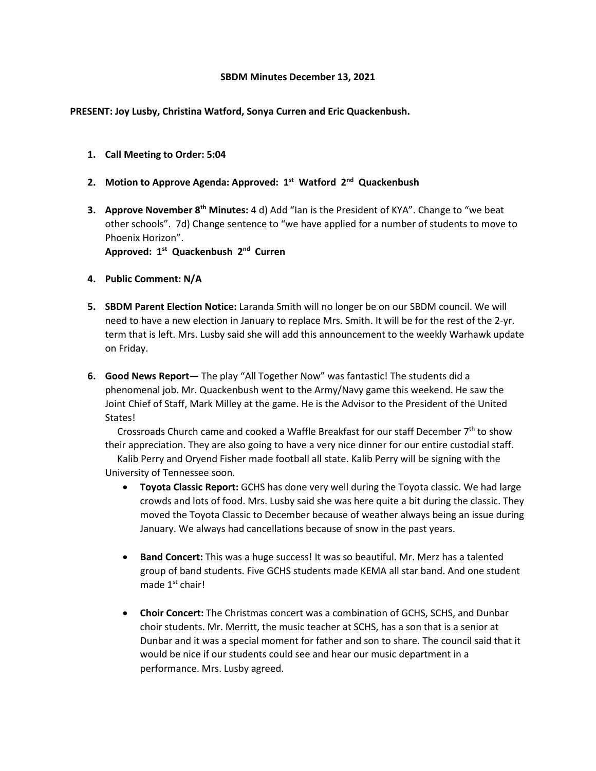**SBDM Minutes December 13, 2021**

**PRESENT: Joy Lusby, Christina Watford, Sonya Curren and Eric Quackenbush.**

1. **Call Meeting to Order: 5:04**

2. **Motion to Approve Agenda: Approved: 1st Watford 2nd Quackenbush**

3. **Approve November 8th Minutes:** 4 d) Add "Ian is the President of KYA". Change to "we beat other schools". 7d) Change sentence to "we have applied for a number of students to move to Phoenix Horizon".
   **Approved: 1st Quackenbush 2nd Curren**

4. **Public Comment: N/A**

5. **SBDM Parent Election Notice:** Laranda Smith will no longer be on our SBDM council. We will need to have a new election in January to replace Mrs. Smith. It will be for the rest of the 2-yr. term that is left. Mrs. Lusby said she will add this announcement to the weekly Warhawk update on Friday.

6. **Good News Report—** The play "All Together Now" was fantastic! The students did a phenomenal job. Mr. Quackenbush went to the Army/Navy game this weekend. He saw the Joint Chief of Staff, Mark Milley at the game. He is the Advisor to the President of the United States!

   Crossroads Church came and cooked a Waffle Breakfast for our staff December 7th to show their appreciation. They are also going to have a very nice dinner for our entire custodial staff.

   Kalib Perry and Oryend Fisher made football all state. Kalib Perry will be signing with the University of Tennessee soon.

   - **Toyota Classic Report:** GCHS has done very well during the Toyota classic. We had large crowds and lots of food. Mrs. Lusby said she was here quite a bit during the classic. They moved the Toyota Classic to December because of weather always being an issue during January. We always had cancellations because of snow in the past years.

   - **Band Concert:** This was a huge success! It was so beautiful. Mr. Merz has a talented group of band students. Five GCHS students made KEMA all star band. And one student made 1st chair!

   - **Choir Concert:** The Christmas concert was a combination of GCHS, SCHS, and Dunbar choir students. Mr. Merritt, the music teacher at SCHS, has a son that is a senior at Dunbar and it was a special moment for father and son to share. The council said that it would be nice if our students could see and hear our music department in a performance. Mrs. Lusby agreed.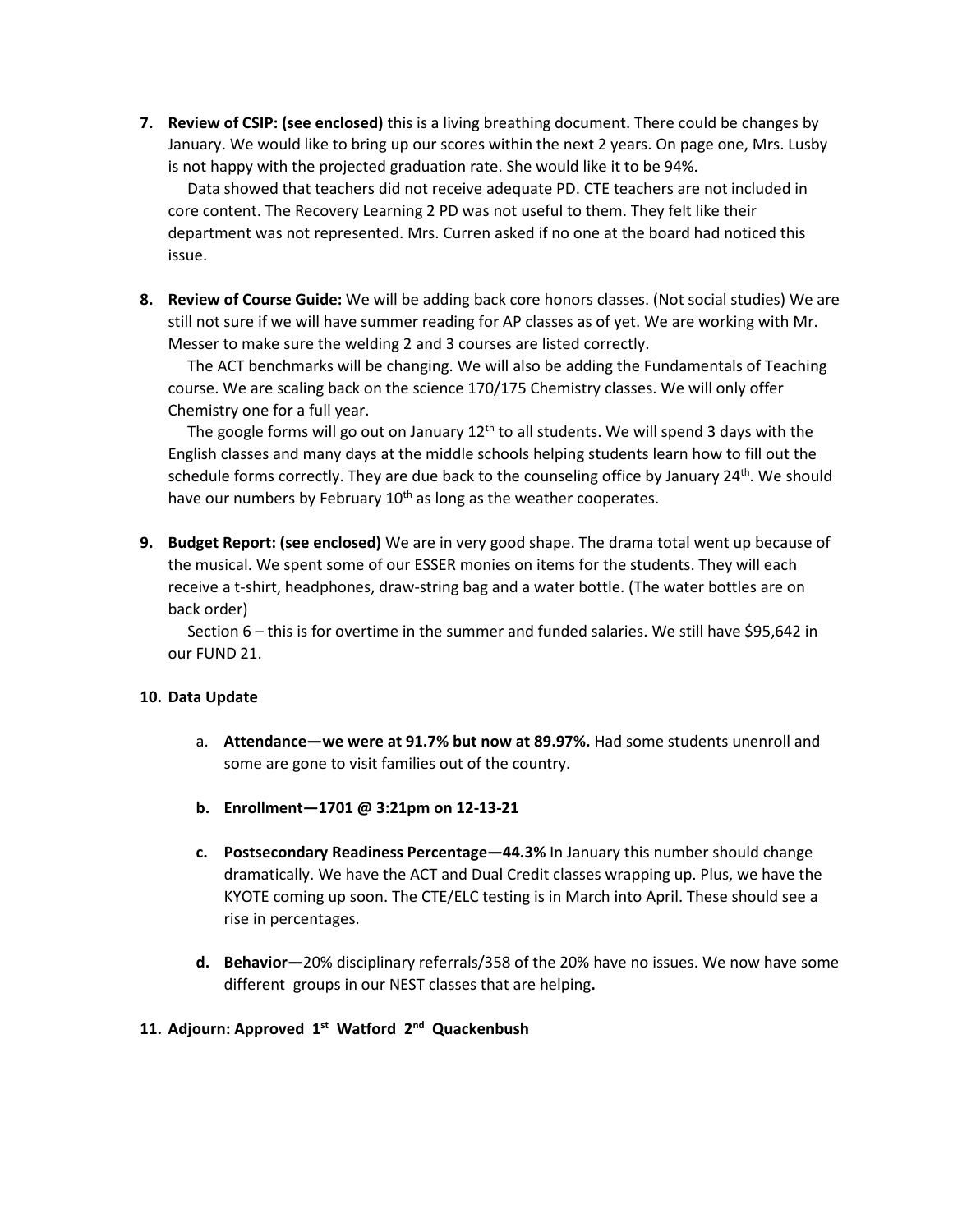7. **Review of CSIP: (see enclosed)** this is a living breathing document. There could be changes by January. We would like to bring up our scores within the next 2 years. On page one, Mrs. Lusby is not happy with the projected graduation rate. She would like it to be 94%.

   Data showed that teachers did not receive adequate PD. CTE teachers are not included in core content. The Recovery Learning 2 PD was not useful to them. They felt like their department was not represented. Mrs. Curren asked if no one at the board had noticed this issue.

8. **Review of Course Guide:** We will be adding back core honors classes. (Not social studies) We are still not sure if we will have summer reading for AP classes as of yet. We are working with Mr. Messer to make sure the welding 2 and 3 courses are listed correctly.

   The ACT benchmarks will be changing. We will also be adding the Fundamentals of Teaching course. We are scaling back on the science 170/175 Chemistry classes. We will only offer Chemistry one for a full year.

   The google forms will go out on January 12th to all students. We will spend 3 days with the English classes and many days at the middle schools helping students learn how to fill out the schedule forms correctly. They are due back to the counseling office by January 24th. We should have our numbers by February 10th as long as the weather cooperates.

9. **Budget Report: (see enclosed)** We are in very good shape. The drama total went up because of the musical. We spent some of our ESSER monies on items for the students. They will each receive a t-shirt, headphones, draw-string bag and a water bottle. (The water bottles are on back order)

   Section 6 – this is for overtime in the summer and funded salaries. We still have $95,642 in our FUND 21.

10. **Data Update**

    a. **Attendance—we were at 91.7% but now at 89.97%.** Had some students unenroll and some are gone to visit families out of the country.

    b. **Enrollment—1701 @ 3:21pm on 12-13-21**

    c. **Postsecondary Readiness Percentage—44.3%** In January this number should change dramatically. We have the ACT and Dual Credit classes wrapping up. Plus, we have the KYOTE coming up soon. The CTE/ELC testing is in March into April. These should see a rise in percentages.

    d. **Behavior—**20% disciplinary referrals/358 of the 20% have no issues. We now have some different groups in our NEST classes that are helping.

11. **Adjourn: Approved 1st Watford 2nd Quackenbush**